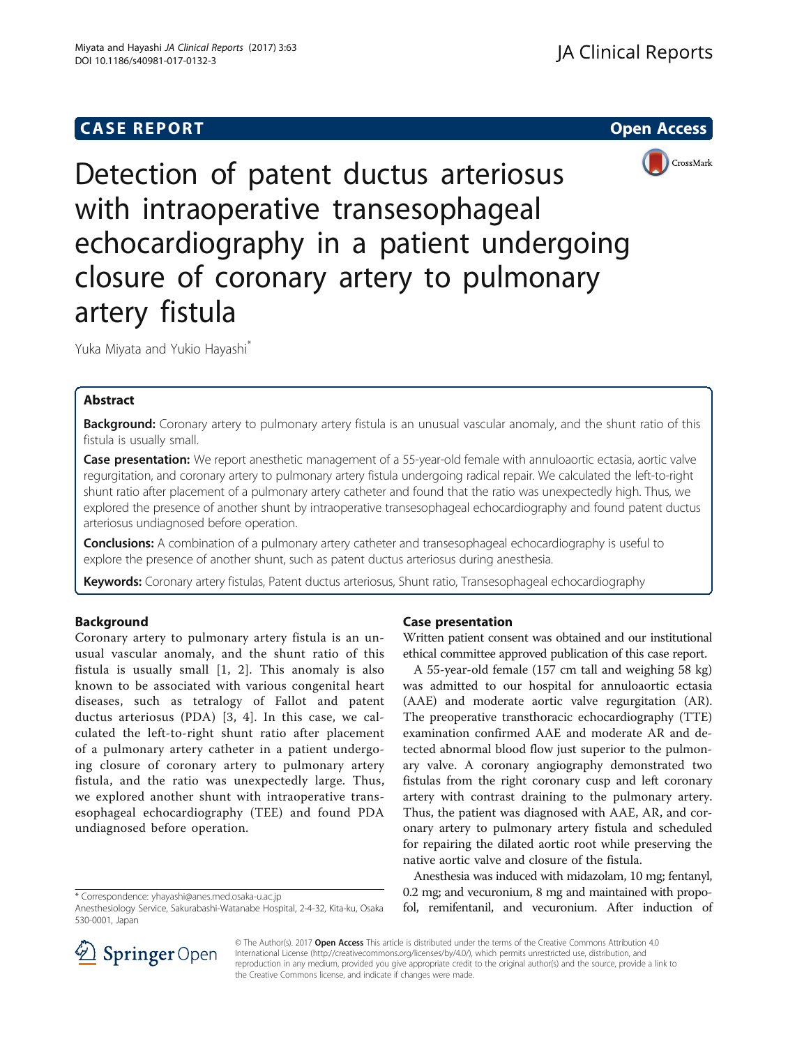**CASE REPORT** **Open Access**

# Detection of patent ductus arteriosus with intraoperative transesophageal echocardiography in a patient undergoing closure of coronary artery to pulmonary artery fistula

Yuka Miyata and Yukio Hayashi*

## Abstract

**Background:** Coronary artery to pulmonary artery fistula is an unusual vascular anomaly, and the shunt ratio of this fistula is usually small.

**Case presentation:** We report anesthetic management of a 55-year-old female with annuloaortic ectasia, aortic valve regurgitation, and coronary artery to pulmonary artery fistula undergoing radical repair. We calculated the left-to-right shunt ratio after placement of a pulmonary artery catheter and found that the ratio was unexpectedly high. Thus, we explored the presence of another shunt by intraoperative transesophageal echocardiography and found patent ductus arteriosus undiagnosed before operation.

**Conclusions:** A combination of a pulmonary artery catheter and transesophageal echocardiography is useful to explore the presence of another shunt, such as patent ductus arteriosus during anesthesia.

**Keywords:** Coronary artery fistulas, Patent ductus arteriosus, Shunt ratio, Transesophageal echocardiography

## Background

Coronary artery to pulmonary artery fistula is an unusual vascular anomaly, and the shunt ratio of this fistula is usually small [1, 2]. This anomaly is also known to be associated with various congenital heart diseases, such as tetralogy of Fallot and patent ductus arteriosus (PDA) [3, 4]. In this case, we calculated the left-to-right shunt ratio after placement of a pulmonary artery catheter in a patient undergoing closure of coronary artery to pulmonary artery fistula, and the ratio was unexpectedly large. Thus, we explored another shunt with intraoperative transesophageal echocardiography (TEE) and found PDA undiagnosed before operation.

## Case presentation

Written patient consent was obtained and our institutional ethical committee approved publication of this case report.

A 55-year-old female (157 cm tall and weighing 58 kg) was admitted to our hospital for annuloaortic ectasia (AAE) and moderate aortic valve regurgitation (AR). The preoperative transthoracic echocardiography (TTE) examination confirmed AAE and moderate AR and detected abnormal blood flow just superior to the pulmonary valve. A coronary angiography demonstrated two fistulas from the right coronary cusp and left coronary artery with contrast draining to the pulmonary artery. Thus, the patient was diagnosed with AAE, AR, and coronary artery to pulmonary artery fistula and scheduled for repairing the dilated aortic root while preserving the native aortic valve and closure of the fistula.

Anesthesia was induced with midazolam, 10 mg; fentanyl, 0.2 mg; and vecuronium, 8 mg and maintained with propofol, remifentanil, and vecuronium. After induction of

* Correspondence: yhayashi@anes.med.osaka-u.ac.jp
Anesthesiology Service, Sakurabashi-Watanabe Hospital, 2-4-32, Kita-ku, Osaka 530-0001, Japan

© The Author(s). 2017 **Open Access** This article is distributed under the terms of the Creative Commons Attribution 4.0 International License (http://creativecommons.org/licenses/by/4.0/), which permits unrestricted use, distribution, and reproduction in any medium, provided you give appropriate credit to the original author(s) and the source, provide a link to the Creative Commons license, and indicate if changes were made.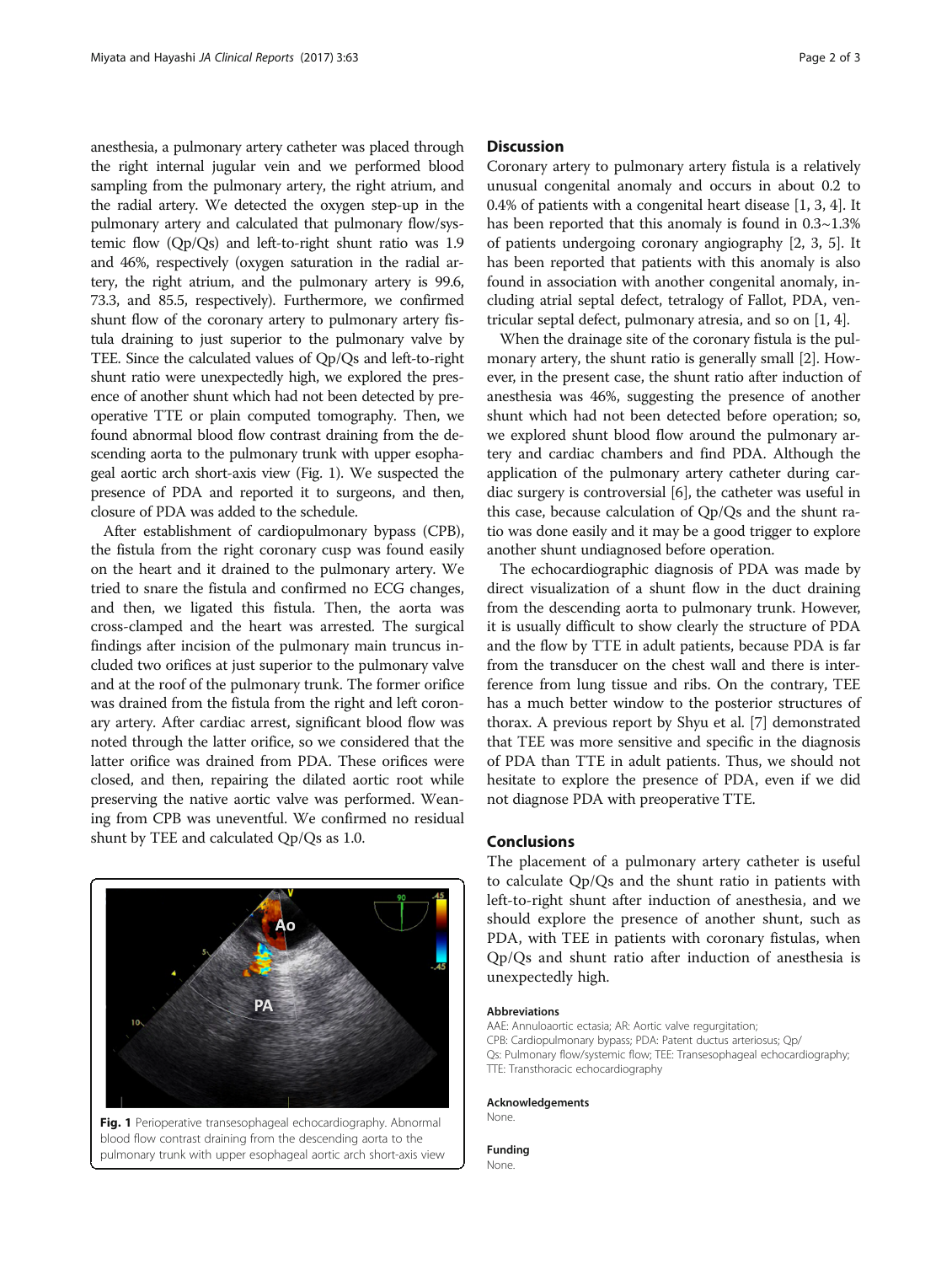anesthesia, a pulmonary artery catheter was placed through the right internal jugular vein and we performed blood sampling from the pulmonary artery, the right atrium, and the radial artery. We detected the oxygen step-up in the pulmonary artery and calculated that pulmonary flow/systemic flow (Qp/Qs) and left-to-right shunt ratio was 1.9 and 46%, respectively (oxygen saturation in the radial artery, the right atrium, and the pulmonary artery is 99.6, 73.3, and 85.5, respectively). Furthermore, we confirmed shunt flow of the coronary artery to pulmonary artery fistula draining to just superior to the pulmonary valve by TEE. Since the calculated values of Qp/Qs and left-to-right shunt ratio were unexpectedly high, we explored the presence of another shunt which had not been detected by preoperative TTE or plain computed tomography. Then, we found abnormal blood flow contrast draining from the descending aorta to the pulmonary trunk with upper esophageal aortic arch short-axis view (Fig. 1). We suspected the presence of PDA and reported it to surgeons, and then, closure of PDA was added to the schedule.

After establishment of cardiopulmonary bypass (CPB), the fistula from the right coronary cusp was found easily on the heart and it drained to the pulmonary artery. We tried to snare the fistula and confirmed no ECG changes, and then, we ligated this fistula. Then, the aorta was cross-clamped and the heart was arrested. The surgical findings after incision of the pulmonary main truncus included two orifices at just superior to the pulmonary valve and at the roof of the pulmonary trunk. The former orifice was drained from the fistula from the right and left coronary artery. After cardiac arrest, significant blood flow was noted through the latter orifice, so we considered that the latter orifice was drained from PDA. These orifices were closed, and then, repairing the dilated aortic root while preserving the native aortic valve was performed. Weaning from CPB was uneventful. We confirmed no residual shunt by TEE and calculated Qp/Qs as 1.0.

**Fig. 1** Perioperative transesophageal echocardiography. Abnormal blood flow contrast draining from the descending aorta to the pulmonary trunk with upper esophageal aortic arch short-axis view

## Discussion

Coronary artery to pulmonary artery fistula is a relatively unusual congenital anomaly and occurs in about 0.2 to 0.4% of patients with a congenital heart disease [1, 3, 4]. It has been reported that this anomaly is found in 0.3~1.3% of patients undergoing coronary angiography [2, 3, 5]. It has been reported that patients with this anomaly is also found in association with another congenital anomaly, including atrial septal defect, tetralogy of Fallot, PDA, ventricular septal defect, pulmonary atresia, and so on [1, 4].

When the drainage site of the coronary fistula is the pulmonary artery, the shunt ratio is generally small [2]. However, in the present case, the shunt ratio after induction of anesthesia was 46%, suggesting the presence of another shunt which had not been detected before operation; so, we explored shunt blood flow around the pulmonary artery and cardiac chambers and find PDA. Although the application of the pulmonary artery catheter during cardiac surgery is controversial [6], the catheter was useful in this case, because calculation of Qp/Qs and the shunt ratio was done easily and it may be a good trigger to explore another shunt undiagnosed before operation.

The echocardiographic diagnosis of PDA was made by direct visualization of a shunt flow in the duct draining from the descending aorta to pulmonary trunk. However, it is usually difficult to show clearly the structure of PDA and the flow by TTE in adult patients, because PDA is far from the transducer on the chest wall and there is interference from lung tissue and ribs. On the contrary, TEE has a much better window to the posterior structures of thorax. A previous report by Shyu et al. [7] demonstrated that TEE was more sensitive and specific in the diagnosis of PDA than TTE in adult patients. Thus, we should not hesitate to explore the presence of PDA, even if we did not diagnose PDA with preoperative TTE.

## Conclusions

The placement of a pulmonary artery catheter is useful to calculate Qp/Qs and the shunt ratio in patients with left-to-right shunt after induction of anesthesia, and we should explore the presence of another shunt, such as PDA, with TEE in patients with coronary fistulas, when Qp/Qs and shunt ratio after induction of anesthesia is unexpectedly high.

### Abbreviations

AAE: Annuloaortic ectasia; AR: Aortic valve regurgitation; CPB: Cardiopulmonary bypass; PDA: Patent ductus arteriosus; Qp/Qs: Pulmonary flow/systemic flow; TEE: Transesophageal echocardiography; TTE: Transthoracic echocardiography

### Acknowledgements

None.

### Funding

None.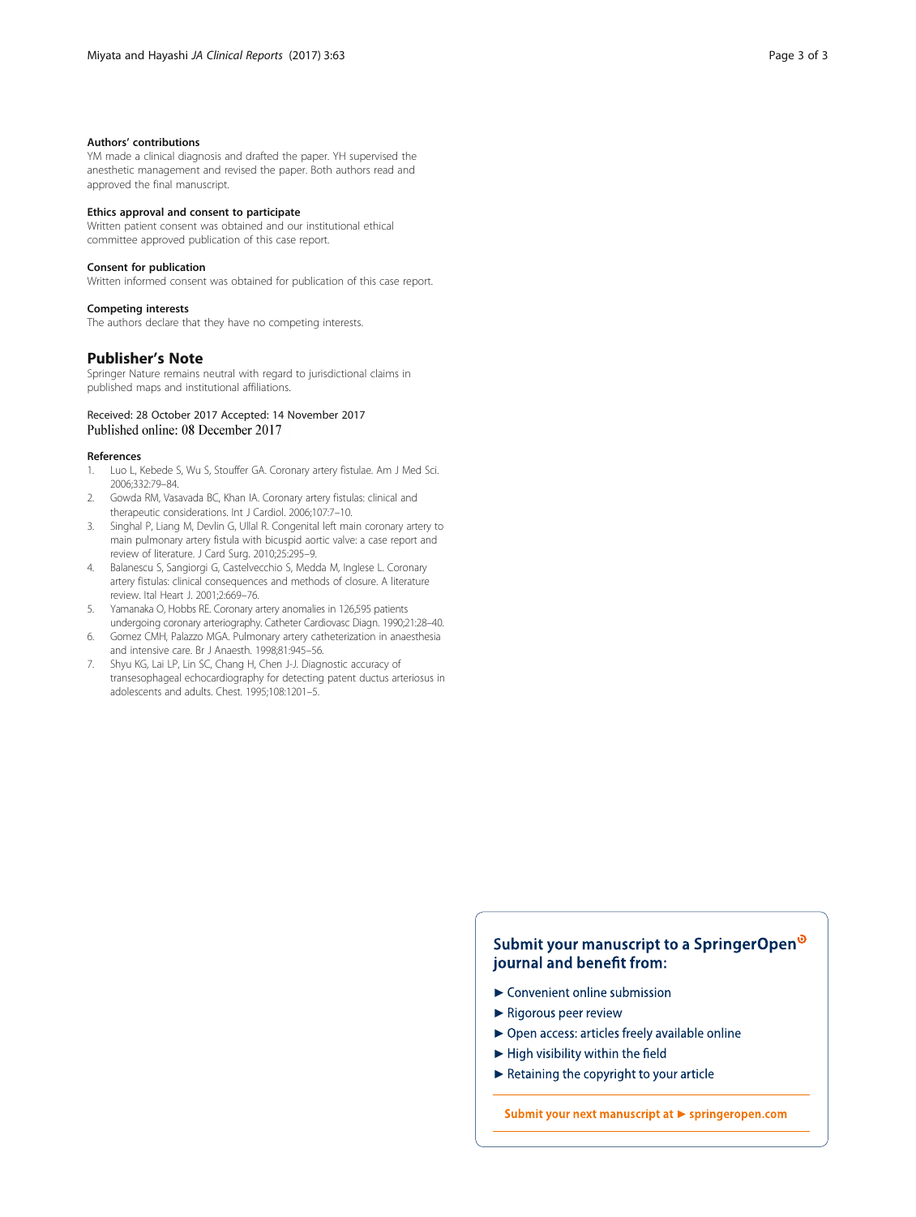#### Authors' contributions
YM made a clinical diagnosis and drafted the paper. YH supervised the anesthetic management and revised the paper. Both authors read and approved the final manuscript.

#### Ethics approval and consent to participate
Written patient consent was obtained and our institutional ethical committee approved publication of this case report.

#### Consent for publication
Written informed consent was obtained for publication of this case report.

#### Competing interests
The authors declare that they have no competing interests.

### Publisher's Note
Springer Nature remains neutral with regard to jurisdictional claims in published maps and institutional affiliations.

Received: 28 October 2017 Accepted: 14 November 2017
Published online: 08 December 2017

#### References
1. Luo L, Kebede S, Wu S, Stouffer GA. Coronary artery fistulae. Am J Med Sci. 2006;332:79–84.
2. Gowda RM, Vasavada BC, Khan IA. Coronary artery fistulas: clinical and therapeutic considerations. Int J Cardiol. 2006;107:7–10.
3. Singhal P, Liang M, Devlin G, Ullal R. Congenital left main coronary artery to main pulmonary artery fistula with bicuspid aortic valve: a case report and review of literature. J Card Surg. 2010;25:295–9.
4. Balanescu S, Sangiorgi G, Castelvecchio S, Medda M, Inglese L. Coronary artery fistulas: clinical consequences and methods of closure. A literature review. Ital Heart J. 2001;2:669–76.
5. Yamanaka O, Hobbs RE. Coronary artery anomalies in 126,595 patients undergoing coronary arteriography. Catheter Cardiovasc Diagn. 1990;21:28–40.
6. Gomez CMH, Palazzo MGA. Pulmonary artery catheterization in anaesthesia and intensive care. Br J Anaesth. 1998;81:945–56.
7. Shyu KG, Lai LP, Lin SC, Chang H, Chen J-J. Diagnostic accuracy of transesophageal echocardiography for detecting patent ductus arteriosus in adolescents and adults. Chest. 1995;108:1201–5.

**Submit your manuscript to a SpringerOpen journal and benefit from:**

- ► Convenient online submission
- ► Rigorous peer review
- ► Open access: articles freely available online
- ► High visibility within the field
- ► Retaining the copyright to your article

**Submit your next manuscript at ► springeropen.com**